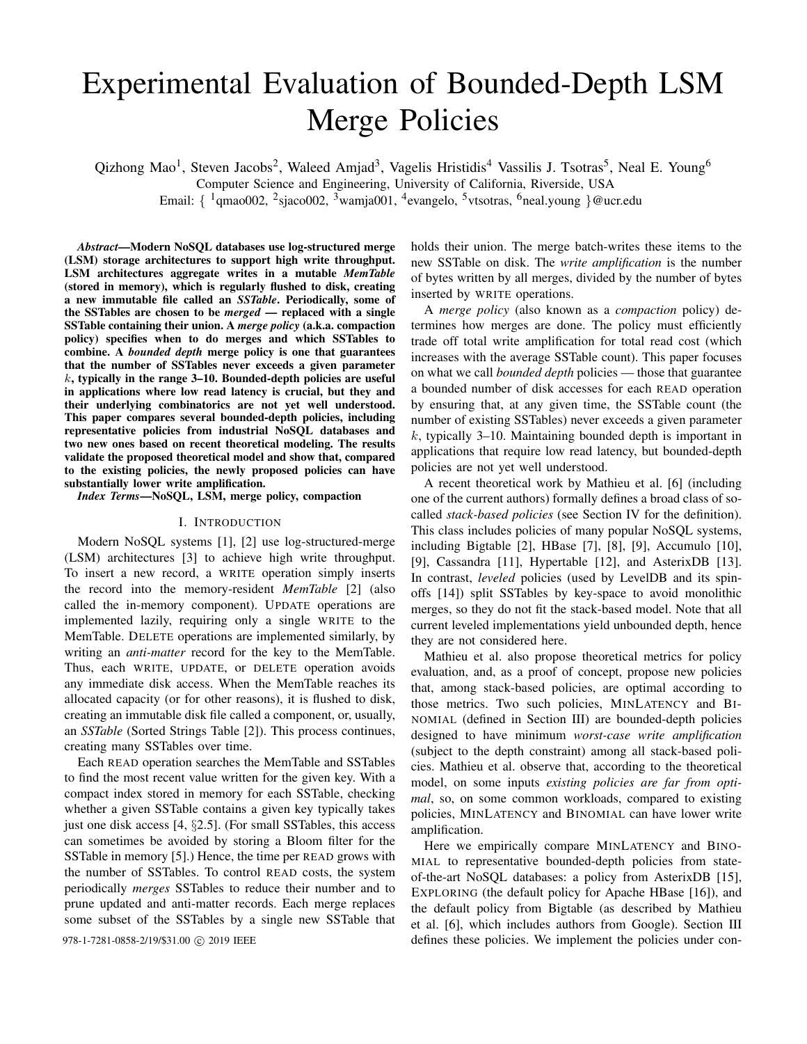# Experimental Evaluation of Bounded-Depth LSM Merge Policies

Qizhong Mao[1], Steven Jacobs[2], Waleed Amjad[3], Vagelis Hristidis[4] Vassilis J. Tsotras[5], Neal E. Young[6]

Computer Science and Engineering, University of California, Riverside, USA

Email: { [1]qmao002, [2]sjaco002, [3]wamja001, [4]evangelo, [5]vtsotras, [6]neal.young }@ucr.edu

***Abstract*—Modern NoSQL databases use log-structured merge (LSM) storage architectures to support high write throughput. LSM architectures aggregate writes in a mutable *MemTable* (stored in memory), which is regularly flushed to disk, creating a new immutable file called an *SSTable*. Periodically, some of the SSTables are chosen to be *merged* — replaced with a single SSTable containing their union. A *merge policy* (a.k.a. compaction policy) specifies when to do merges and which SSTables to combine. A *bounded depth* merge policy is one that guarantees that the number of SSTables never exceeds a given parameter $k$, typically in the range 3–10. Bounded-depth policies are useful in applications where low read latency is crucial, but they and their underlying combinatorics are not yet well understood. This paper compares several bounded-depth policies, including representative policies from industrial NoSQL databases and two new ones based on recent theoretical modeling. The results validate the proposed theoretical model and show that, compared to the existing policies, the newly proposed policies can have substantially lower write amplification.**

***Index Terms*—NoSQL, LSM, merge policy, compaction**

## I. Introduction

Modern NoSQL systems [1], [2] use log-structured-merge (LSM) architectures [3] to achieve high write throughput. To insert a new record, a WRITE operation simply inserts the record into the memory-resident *MemTable* [2] (also called the in-memory component). UPDATE operations are implemented lazily, requiring only a single WRITE to the MemTable. DELETE operations are implemented similarly, by writing an *anti-matter* record for the key to the MemTable. Thus, each WRITE, UPDATE, or DELETE operation avoids any immediate disk access. When the MemTable reaches its allocated capacity (or for other reasons), it is flushed to disk, creating an immutable disk file called a component, or, usually, an *SSTable* (Sorted Strings Table [2]). This process continues, creating many SSTables over time.

Each READ operation searches the MemTable and SSTables to find the most recent value written for the given key. With a compact index stored in memory for each SSTable, checking whether a given SSTable contains a given key typically takes just one disk access [4, §2.5]. (For small SSTables, this access can sometimes be avoided by storing a Bloom filter for the SSTable in memory [5].) Hence, the time per READ grows with the number of SSTables. To control READ costs, the system periodically *merges* SSTables to reduce their number and to prune updated and anti-matter records. Each merge replaces some subset of the SSTables by a single new SSTable that holds their union. The merge batch-writes these items to the new SSTable on disk. The *write amplification* is the number of bytes written by all merges, divided by the number of bytes inserted by WRITE operations.

A *merge policy* (also known as a *compaction* policy) determines how merges are done. The policy must efficiently trade off total write amplification for total read cost (which increases with the average SSTable count). This paper focuses on what we call *bounded depth* policies — those that guarantee a bounded number of disk accesses for each READ operation by ensuring that, at any given time, the SSTable count (the number of existing SSTables) never exceeds a given parameter $k$, typically 3–10. Maintaining bounded depth is important in applications that require low read latency, but bounded-depth policies are not yet well understood.

A recent theoretical work by Mathieu et al. [6] (including one of the current authors) formally defines a broad class of so-called *stack-based policies* (see Section IV for the definition). This class includes policies of many popular NoSQL systems, including Bigtable [2], HBase [7], [8], [9], Accumulo [10], [9], Cassandra [11], Hypertable [12], and AsterixDB [13]. In contrast, *leveled* policies (used by LevelDB and its spin-offs [14]) split SSTables by key-space to avoid monolithic merges, so they do not fit the stack-based model. Note that all current leveled implementations yield unbounded depth, hence they are not considered here.

Mathieu et al. also propose theoretical metrics for policy evaluation, and, as a proof of concept, propose new policies that, among stack-based policies, are optimal according to those metrics. Two such policies, MINLATENCY and BINOMIAL (defined in Section III) are bounded-depth policies designed to have minimum *worst-case write amplification* (subject to the depth constraint) among all stack-based policies. Mathieu et al. observe that, according to the theoretical model, on some inputs *existing policies are far from optimal*, so, on some common workloads, compared to existing policies, MINLATENCY and BINOMIAL can have lower write amplification.

Here we empirically compare MINLATENCY and BINOMIAL to representative bounded-depth policies from state-of-the-art NoSQL databases: a policy from AsterixDB [15], EXPLORING (the default policy for Apache HBase [16]), and the default policy from Bigtable (as described by Mathieu et al. [6], which includes authors from Google). Section III defines these policies. We implement the policies under con-

978-1-7281-0858-2/19/$31.00 © 2019 IEEE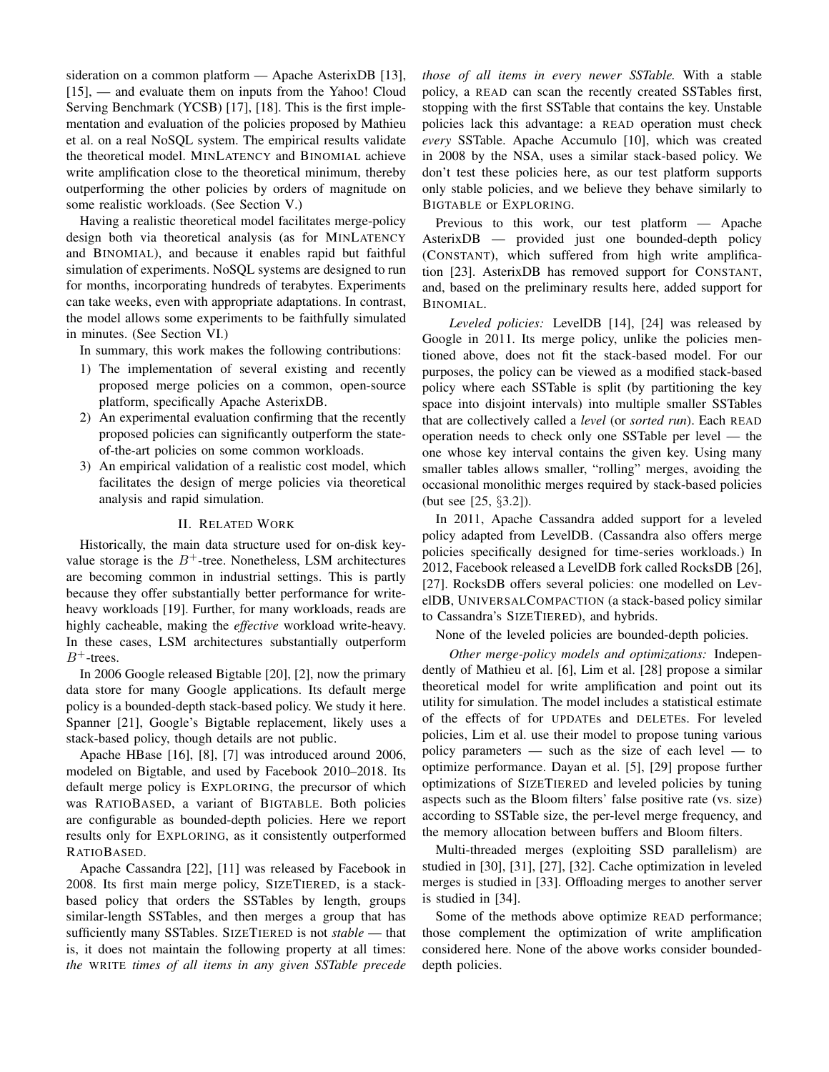sideration on a common platform — Apache AsterixDB [13], [15], — and evaluate them on inputs from the Yahoo! Cloud Serving Benchmark (YCSB) [17], [18]. This is the first implementation and evaluation of the policies proposed by Mathieu et al. on a real NoSQL system. The empirical results validate the theoretical model. MINLATENCY and BINOMIAL achieve write amplification close to the theoretical minimum, thereby outperforming the other policies by orders of magnitude on some realistic workloads. (See Section V.)

Having a realistic theoretical model facilitates merge-policy design both via theoretical analysis (as for MINLATENCY and BINOMIAL), and because it enables rapid but faithful simulation of experiments. NoSQL systems are designed to run for months, incorporating hundreds of terabytes. Experiments can take weeks, even with appropriate adaptations. In contrast, the model allows some experiments to be faithfully simulated in minutes. (See Section VI.)

In summary, this work makes the following contributions:

1) The implementation of several existing and recently proposed merge policies on a common, open-source platform, specifically Apache AsterixDB.
2) An experimental evaluation confirming that the recently proposed policies can significantly outperform the state-of-the-art policies on some common workloads.
3) An empirical validation of a realistic cost model, which facilitates the design of merge policies via theoretical analysis and rapid simulation.

## II. RELATED WORK

Historically, the main data structure used for on-disk key-value storage is the $B^+$-tree. Nonetheless, LSM architectures are becoming common in industrial settings. This is partly because they offer substantially better performance for write-heavy workloads [19]. Further, for many workloads, reads are highly cacheable, making the *effective* workload write-heavy. In these cases, LSM architectures substantially outperform $B^+$-trees.

In 2006 Google released Bigtable [20], [2], now the primary data store for many Google applications. Its default merge policy is a bounded-depth stack-based policy. We study it here. Spanner [21], Google's Bigtable replacement, likely uses a stack-based policy, though details are not public.

Apache HBase [16], [8], [7] was introduced around 2006, modeled on Bigtable, and used by Facebook 2010–2018. Its default merge policy is EXPLORING, the precursor of which was RATIOBASED, a variant of BIGTABLE. Both policies are configurable as bounded-depth policies. Here we report results only for EXPLORING, as it consistently outperformed RATIOBASED.

Apache Cassandra [22], [11] was released by Facebook in 2008. Its first main merge policy, SIZETIERED, is a stack-based policy that orders the SSTables by length, groups similar-length SSTables, and then merges a group that has sufficiently many SSTables. SIZETIERED is not *stable* — that is, it does not maintain the following property at all times: *the* WRITE *times of all items in any given SSTable precede those of all items in every newer SSTable.* With a stable policy, a READ can scan the recently created SSTables first, stopping with the first SSTable that contains the key. Unstable policies lack this advantage: a READ operation must check *every* SSTable. Apache Accumulo [10], which was created in 2008 by the NSA, uses a similar stack-based policy. We don't test these policies here, as our test platform supports only stable policies, and we believe they behave similarly to BIGTABLE or EXPLORING.

Previous to this work, our test platform — Apache AsterixDB — provided just one bounded-depth policy (CONSTANT), which suffered from high write amplification [23]. AsterixDB has removed support for CONSTANT, and, based on the preliminary results here, added support for BINOMIAL.

*Leveled policies:* LevelDB [14], [24] was released by Google in 2011. Its merge policy, unlike the policies mentioned above, does not fit the stack-based model. For our purposes, the policy can be viewed as a modified stack-based policy where each SSTable is split (by partitioning the key space into disjoint intervals) into multiple smaller SSTables that are collectively called a *level* (or *sorted run*). Each READ operation needs to check only one SSTable per level — the one whose key interval contains the given key. Using many smaller tables allows smaller, "rolling" merges, avoiding the occasional monolithic merges required by stack-based policies (but see [25, §3.2]).

In 2011, Apache Cassandra added support for a leveled policy adapted from LevelDB. (Cassandra also offers merge policies specifically designed for time-series workloads.) In 2012, Facebook released a LevelDB fork called RocksDB [26], [27]. RocksDB offers several policies: one modelled on LevelDB, UNIVERSALCOMPACTION (a stack-based policy similar to Cassandra's SIZETIERED), and hybrids.

None of the leveled policies are bounded-depth policies.

*Other merge-policy models and optimizations:* Independently of Mathieu et al. [6], Lim et al. [28] propose a similar theoretical model for write amplification and point out its utility for simulation. The model includes a statistical estimate of the effects of for UPDATEs and DELETEs. For leveled policies, Lim et al. use their model to propose tuning various policy parameters — such as the size of each level — to optimize performance. Dayan et al. [5], [29] propose further optimizations of SIZETIERED and leveled policies by tuning aspects such as the Bloom filters' false positive rate (vs. size) according to SSTable size, the per-level merge frequency, and the memory allocation between buffers and Bloom filters.

Multi-threaded merges (exploiting SSD parallelism) are studied in [30], [31], [27], [32]. Cache optimization in leveled merges is studied in [33]. Offloading merges to another server is studied in [34].

Some of the methods above optimize READ performance; those complement the optimization of write amplification considered here. None of the above works consider bounded-depth policies.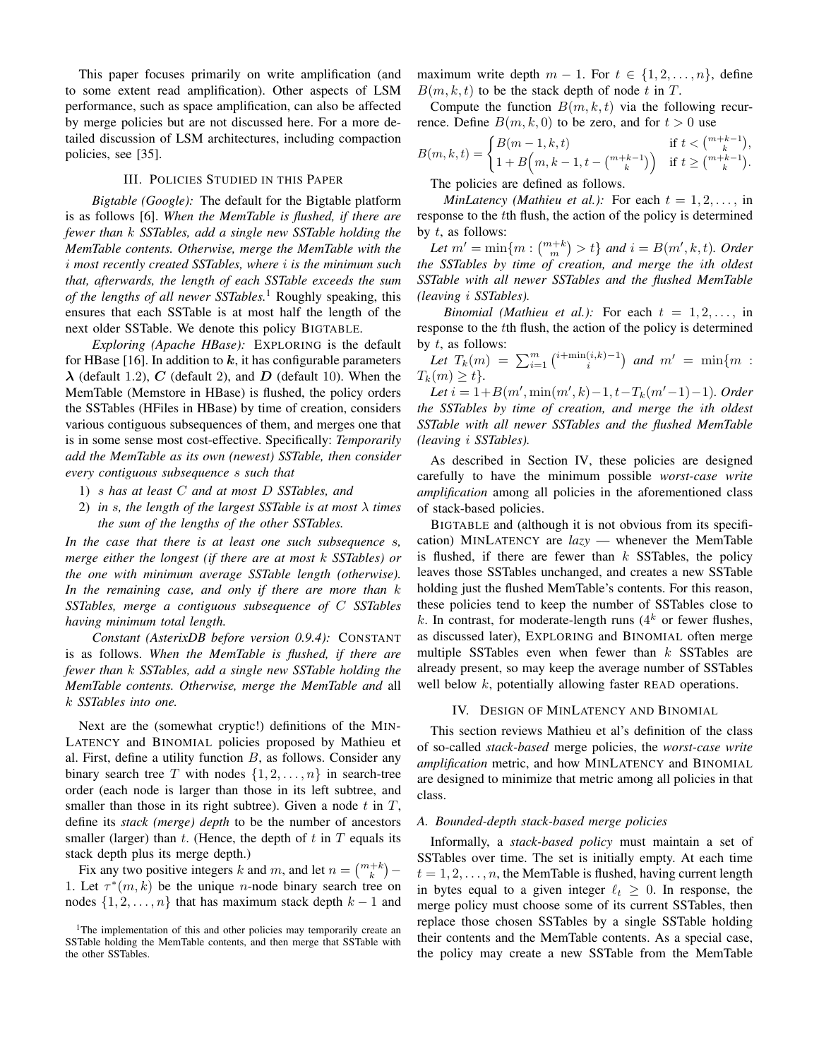This paper focuses primarily on write amplification (and to some extent read amplification). Other aspects of LSM performance, such as space amplification, can also be affected by merge policies but are not discussed here. For a more detailed discussion of LSM architectures, including compaction policies, see [35].

## III. Policies Studied in this Paper

*Bigtable (Google):* The default for the Bigtable platform is as follows [6]. *When the MemTable is flushed, if there are fewer than $k$ SSTables, add a single new SSTable holding the MemTable contents. Otherwise, merge the MemTable with the $i$ most recently created SSTables, where $i$ is the minimum such that, afterwards, the length of each SSTable exceeds the sum of the lengths of all newer SSTables.*[1] Roughly speaking, this ensures that each SSTable is at most half the length of the next older SSTable. We denote this policy BIGTABLE.

*Exploring (Apache HBase):* EXPLORING is the default for HBase [16]. In addition to $\boldsymbol{k}$, it has configurable parameters $\boldsymbol{\lambda}$ (default 1.2), $\boldsymbol{C}$ (default 2), and $\boldsymbol{D}$ (default 10). When the MemTable (Memstore in HBase) is flushed, the policy orders the SSTables (HFiles in HBase) by time of creation, considers various contiguous subsequences of them, and merges one that is in some sense most cost-effective. Specifically: ***Temporarily add the MemTable as its own (newest) SSTable, then consider every contiguous subsequence $s$ such that***

1) *$s$ has at least $C$ and at most $D$ SSTables, and*
2) *in $s$, the length of the largest SSTable is at most $\lambda$ times the sum of the lengths of the other SSTables.*

*In the case that there is at least one such subsequence $s$, merge either the longest (if there are at most $k$ SSTables) or the one with minimum average SSTable length (otherwise). In the remaining case, and only if there are more than $k$ SSTables, merge a contiguous subsequence of $C$ SSTables having minimum total length.*

*Constant (AsterixDB before version 0.9.4):* CONSTANT is as follows. *When the MemTable is flushed, if there are fewer than $k$ SSTables, add a single new SSTable holding the MemTable contents. Otherwise, merge the MemTable and* all *$k$ SSTables into one.*

Next are the (somewhat cryptic!) definitions of the MINLATENCY and BINOMIAL policies proposed by Mathieu et al. First, define a utility function $B$, as follows. Consider any binary search tree $T$ with nodes $\{1, 2, \ldots, n\}$ in search-tree order (each node is larger than those in its left subtree, and smaller than those in its right subtree). Given a node $t$ in $T$, define its *stack (merge) depth* to be the number of ancestors smaller (larger) than $t$. (Hence, the depth of $t$ in $T$ equals its stack depth plus its merge depth.)

Fix any two positive integers $k$ and $m$, and let $n = \binom{m+k}{k} - 1$. Let $\tau^*(m, k)$ be the unique $n$-node binary search tree on nodes $\{1, 2, \ldots, n\}$ that has maximum stack depth $k-1$ and maximum write depth $m-1$. For $t \in \{1, 2, \ldots, n\}$, define $B(m, k, t)$ to be the stack depth of node $t$ in $T$.

Compute the function $B(m, k, t)$ via the following recurrence. Define $B(m, k, 0)$ to be zero, and for $t > 0$ use

$$B(m,k,t) = \begin{cases} B(m-1,k,t) & \text{if } t < \binom{m+k-1}{k}, \\ 1 + B\Big(m, k-1, t - \binom{m+k-1}{k}\Big) & \text{if } t \geq \binom{m+k-1}{k}. \end{cases}$$

The policies are defined as follows.

*MinLatency (Mathieu et al.):* For each $t = 1, 2, \ldots$, in response to the $t$th flush, the action of the policy is determined by $t$, as follows:

*Let $m' = \min\{m : \binom{m+k}{m} > t\}$ and $i = B(m', k, t)$. Order the SSTables by time of creation, and merge the $i$th oldest SSTable with all newer SSTables and the flushed MemTable (leaving $i$ SSTables).*

*Binomial (Mathieu et al.):* For each $t = 1, 2, \ldots$, in response to the $t$th flush, the action of the policy is determined by $t$, as follows:

*Let $T_k(m) = \sum_{i=1}^{m} \binom{i+\min(i,k)-1}{i}$ and $m' = \min\{m : T_k(m) \geq t\}$.*

*Let $i = 1 + B(m', \min(m', k)-1, t - T_k(m'-1)-1)$. Order the SSTables by time of creation, and merge the $i$th oldest SSTable with all newer SSTables and the flushed MemTable (leaving $i$ SSTables).*

As described in Section IV, these policies are designed carefully to have the minimum possible *worst-case write amplification* among all policies in the aforementioned class of stack-based policies.

BIGTABLE and (although it is not obvious from its specification) MINLATENCY are *lazy* — whenever the MemTable is flushed, if there are fewer than $k$ SSTables, the policy leaves those SSTables unchanged, and creates a new SSTable holding just the flushed MemTable's contents. For this reason, these policies tend to keep the number of SSTables close to $k$. In contrast, for moderate-length runs ($4^k$ or fewer flushes, as discussed later), EXPLORING and BINOMIAL often merge multiple SSTables even when fewer than $k$ SSTables are already present, so may keep the average number of SSTables well below $k$, potentially allowing faster READ operations.

## IV. Design of MinLatency and Binomial

This section reviews Mathieu et al's definition of the class of so-called *stack-based* merge policies, the *worst-case write amplification* metric, and how MINLATENCY and BINOMIAL are designed to minimize that metric among all policies in that class.

### A. Bounded-depth stack-based merge policies

Informally, a *stack-based policy* must maintain a set of SSTables over time. The set is initially empty. At each time $t = 1, 2, \ldots, n$, the MemTable is flushed, having current length in bytes equal to a given integer $\ell_t \geq 0$. In response, the merge policy must choose some of its current SSTables, then replace those chosen SSTables by a single SSTable holding their contents and the MemTable contents. As a special case, the policy may create a new SSTable from the MemTable

[1] The implementation of this and other policies may temporarily create an SSTable holding the MemTable contents, and then merge that SSTable with the other SSTables.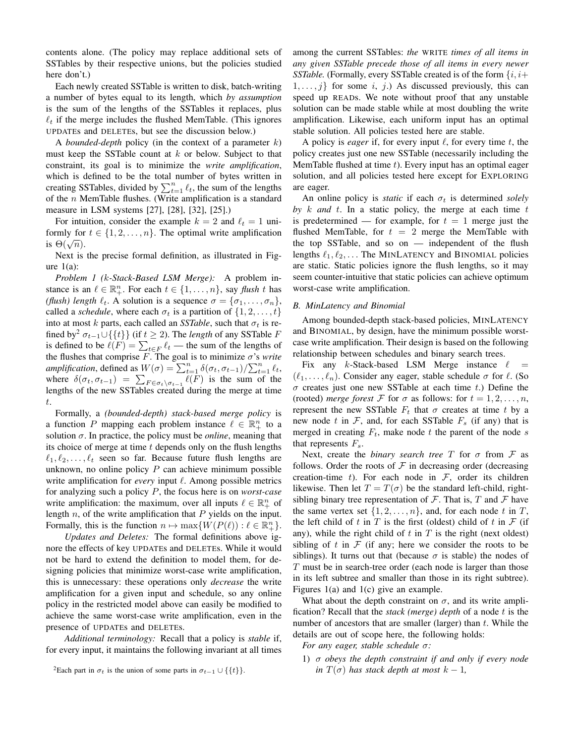contents alone. (The policy may replace additional sets of SSTables by their respective unions, but the policies studied here don't.)

Each newly created SSTable is written to disk, batch-writing a number of bytes equal to its length, which *by assumption* is the sum of the lengths of the SSTables it replaces, plus $\ell_t$ if the merge includes the flushed MemTable. (This ignores UPDATEs and DELETEs, but see the discussion below.)

A *bounded-depth* policy (in the context of a parameter $k$) must keep the SSTable count at $k$ or below. Subject to that constraint, its goal is to minimize the *write amplification*, which is defined to be the total number of bytes written in creating SSTables, divided by $\sum_{t=1}^{n} \ell_t$, the sum of the lengths of the $n$ MemTable flushes. (Write amplification is a standard measure in LSM systems [27], [28], [32], [25].)

For intuition, consider the example $k = 2$ and $\ell_t = 1$ uniformly for $t \in \{1, 2, \ldots, n\}$. The optimal write amplification is $\Theta(\sqrt{n})$.

Next is the precise formal definition, as illustrated in Figure 1(a):

*Problem 1 ($k$-Stack-Based LSM Merge):* A problem instance is an $\ell \in \mathbb{R}_+^n$. For each $t \in \{1, \ldots, n\}$, say *flush* $t$ has *(flush) length* $\ell_t$. A solution is a sequence $\sigma = \{\sigma_1, \ldots, \sigma_n\}$, called a *schedule*, where each $\sigma_t$ is a partition of $\{1, 2, \ldots, t\}$ into at most $k$ parts, each called an *SSTable*, such that $\sigma_t$ is refined by[2] $\sigma_{t-1} \cup \{\{t\}\}$ (if $t \geq 2$). The *length* of any SSTable $F$ is defined to be $\ell(F) = \sum_{t \in F} \ell_t$ — the sum of the lengths of the flushes that comprise $F$. The goal is to minimize $\sigma$'s *write amplification*, defined as $W(\sigma) = \sum_{t=1}^{n} \delta(\sigma_t, \sigma_{t-1}) / \sum_{t=1}^{n} \ell_t$, where $\delta(\sigma_t, \sigma_{t-1}) = \sum_{F \in \sigma_t \setminus \sigma_{t-1}} \ell(F)$ is the sum of the lengths of the new SSTables created during the merge at time $t$.

Formally, a *(bounded-depth) stack-based merge policy* is a function $P$ mapping each problem instance $\ell \in \mathbb{R}_+^n$ to a solution $\sigma$. In practice, the policy must be *online*, meaning that its choice of merge at time $t$ depends only on the flush lengths $\ell_1, \ell_2, \ldots, \ell_t$ seen so far. Because future flush lengths are unknown, no online policy $P$ can achieve minimum possible write amplification for *every* input $\ell$. Among possible metrics for analyzing such a policy $P$, the focus here is on *worst-case* write amplification: the maximum, over all inputs $\ell \in \mathbb{R}_+^n$ of length $n$, of the write amplification that $P$ yields on the input. Formally, this is the function $n \mapsto \max\{W(P(\ell)) : \ell \in \mathbb{R}_+^n\}$.

*Updates and Deletes:* The formal definitions above ignore the effects of key UPDATEs and DELETEs. While it would not be hard to extend the definition to model them, for designing policies that minimize worst-case write amplification, this is unnecessary: these operations only *decrease* the write amplification for a given input and schedule, so any online policy in the restricted model above can easily be modified to achieve the same worst-case write amplification, even in the presence of UPDATEs and DELETEs.

*Additional terminology:* Recall that a policy is *stable* if, for every input, it maintains the following invariant at all times among the current SSTables: *the* WRITE *times of all items in any given SSTable precede those of all items in every newer SSTable.* (Formally, every SSTable created is of the form $\{i, i+1, \ldots, j\}$ for some $i$, $j$.) As discussed previously, this can speed up READs. We note without proof that any unstable solution can be made stable while at most doubling the write amplification. Likewise, each uniform input has an optimal stable solution. All policies tested here are stable.

A policy is *eager* if, for every input $\ell$, for every time $t$, the policy creates just one new SSTable (necessarily including the MemTable flushed at time $t$). Every input has an optimal eager solution, and all policies tested here except for EXPLORING are eager.

An online policy is *static* if each $\sigma_t$ is determined *solely by $k$ and $t$*. In a static policy, the merge at each time $t$ is predetermined — for example, for $t = 1$ merge just the flushed MemTable, for $t = 2$ merge the MemTable with the top SSTable, and so on — independent of the flush lengths $\ell_1, \ell_2, \ldots$ The MINLATENCY and BINOMIAL policies are static. Static policies ignore the flush lengths, so it may seem counter-intuitive that static policies can achieve optimum worst-case write amplification.

### B. MinLatency and Binomial

Among bounded-depth stack-based policies, MINLATENCY and BINOMIAL, by design, have the minimum possible worst-case write amplification. Their design is based on the following relationship between schedules and binary search trees.

Fix any $k$-Stack-based LSM Merge instance $\ell = (\ell_1, \ldots, \ell_n)$. Consider any eager, stable schedule $\sigma$ for $\ell$. (So $\sigma$ creates just one new SSTable at each time $t$.) Define the (rooted) *merge forest* $\mathcal{F}$ for $\sigma$ as follows: for $t = 1, 2, \ldots, n$, represent the new SSTable $F_t$ that $\sigma$ creates at time $t$ by a new node $t$ in $\mathcal{F}$, and, for each SSTable $F_s$ (if any) that is merged in creating $F_t$, make node $t$ the parent of the node $s$ that represents $F_s$.

Next, create the *binary search tree* $T$ for $\sigma$ from $\mathcal{F}$ as follows. Order the roots of $\mathcal{F}$ in decreasing order (decreasing creation-time $t$). For each node in $\mathcal{F}$, order its children likewise. Then let $T = T(\sigma)$ be the standard left-child, right-sibling binary tree representation of $\mathcal{F}$. That is, $T$ and $\mathcal{F}$ have the same vertex set $\{1, 2, \ldots, n\}$, and, for each node $t$ in $T$, the left child of $t$ in $T$ is the first (oldest) child of $t$ in $\mathcal{F}$ (if any), while the right child of $t$ in $T$ is the right (next oldest) sibling of $t$ in $\mathcal{F}$ (if any; here we consider the roots to be siblings). It turns out that (because $\sigma$ is stable) the nodes of $T$ must be in search-tree order (each node is larger than those in its left subtree and smaller than those in its right subtree). Figures 1(a) and 1(c) give an example.

What about the depth constraint on $\sigma$, and its write amplification? Recall that the *stack (merge) depth* of a node $t$ is the number of ancestors that are smaller (larger) than $t$. While the details are out of scope here, the following holds:

*For any eager, stable schedule $\sigma$:*

1) *$\sigma$ obeys the depth constraint if and only if every node in $T(\sigma)$ has stack depth at most $k - 1$,*

[2] Each part in $\sigma_t$ is the union of some parts in $\sigma_{t-1} \cup \{\{t\}\}$.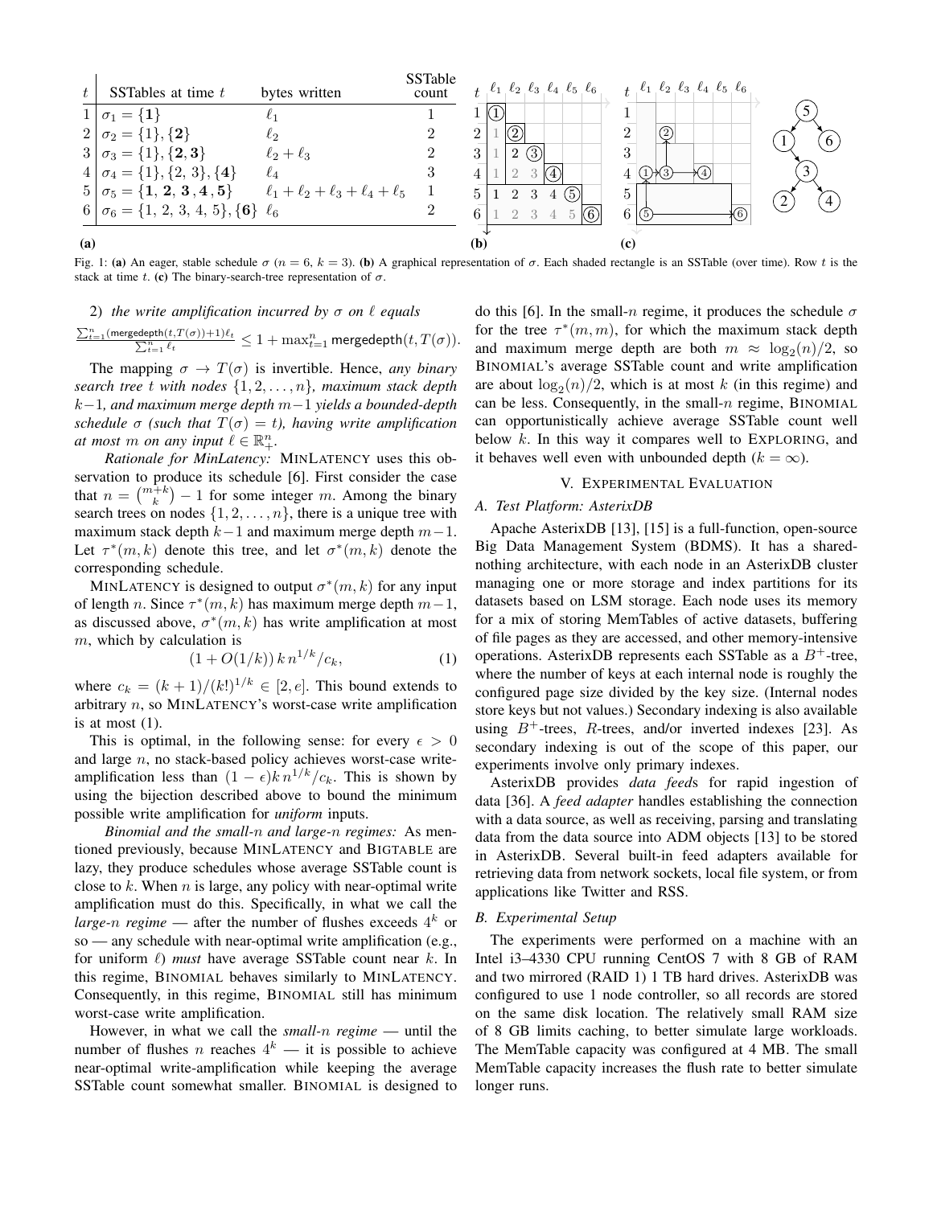| $t$ | SSTables at time $t$ | bytes written | SSTable count |
|---|---|---|---|
| 1 | $\sigma_1 = \{\mathbf{1}\}$ | $\ell_1$ | 1 |
| 2 | $\sigma_2 = \{1\}, \{\mathbf{2}\}$ | $\ell_2$ | 2 |
| 3 | $\sigma_3 = \{1\}, \{\mathbf{2}, \mathbf{3}\}$ | $\ell_2 + \ell_3$ | 2 |
| 4 | $\sigma_4 = \{1\}, \{2, 3\}, \{\mathbf{4}\}$ | $\ell_4$ | 3 |
| 5 | $\sigma_5 = \{\mathbf{1}, \mathbf{2}, \mathbf{3}, \mathbf{4}, \mathbf{5}\}$ | $\ell_1 + \ell_2 + \ell_3 + \ell_4 + \ell_5$ | 1 |
| 6 | $\sigma_6 = \{1, 2, 3, 4, 5\}, \{\mathbf{6}\}$ | $\ell_6$ | 2 |

**(a)** **(b)** **(c)**

Fig. 1: **(a)** An eager, stable schedule $\sigma$ ($n = 6$, $k = 3$). **(b)** A graphical representation of $\sigma$. Each shaded rectangle is an SSTable (over time). Row $t$ is the stack at time $t$. **(c)** The binary-search-tree representation of $\sigma$.

2) *the write amplification incurred by $\sigma$ on $\ell$ equals* $\frac{\sum_{t=1}^{n}(\mathsf{mergedepth}(t,T(\sigma))+1)\ell_t}{\sum_{t=1}^{n}\ell_t} \le 1 + \max_{t=1}^{n} \mathsf{mergedepth}(t, T(\sigma))$.

The mapping $\sigma \to T(\sigma)$ is invertible. Hence, *any binary search tree $t$ with nodes $\{1, 2, \ldots, n\}$, maximum stack depth $k-1$, and maximum merge depth $m-1$ yields a bounded-depth schedule $\sigma$ (such that $T(\sigma) = t$), having write amplification at most $m$ on any input $\ell \in \mathbb{R}_+^n$.*

*Rationale for MinLatency:* MINLATENCY uses this observation to produce its schedule [6]. First consider the case that $n = \binom{m+k}{k} - 1$ for some integer $m$. Among the binary search trees on nodes $\{1, 2, \ldots, n\}$, there is a unique tree with maximum stack depth $k-1$ and maximum merge depth $m-1$. Let $\tau^*(m, k)$ denote this tree, and let $\sigma^*(m, k)$ denote the corresponding schedule.

MINLATENCY is designed to output $\sigma^*(m, k)$ for any input of length $n$. Since $\tau^*(m, k)$ has maximum merge depth $m-1$, as discussed above, $\sigma^*(m, k)$ has write amplification at most $m$, which by calculation is

$$(1 + O(1/k))\, k\, n^{1/k}/c_k, \tag{1}$$

where $c_k = (k+1)/(k!)^{1/k} \in [2, e]$. This bound extends to arbitrary $n$, so MINLATENCY's worst-case write amplification is at most (1).

This is optimal, in the following sense: for every $\epsilon > 0$ and large $n$, no stack-based policy achieves worst-case write-amplification less than $(1-\epsilon)k\, n^{1/k}/c_k$. This is shown by using the bijection described above to bound the minimum possible write amplification for *uniform* inputs.

*Binomial and the small-$n$ and large-$n$ regimes:* As mentioned previously, because MINLATENCY and BIGTABLE are lazy, they produce schedules whose average SSTable count is close to $k$. When $n$ is large, any policy with near-optimal write amplification must do this. Specifically, in what we call the *large-$n$ regime* — after the number of flushes exceeds $4^k$ or so — any schedule with near-optimal write amplification (e.g., for uniform $\ell$) *must* have average SSTable count near $k$. In this regime, BINOMIAL behaves similarly to MINLATENCY. Consequently, in this regime, BINOMIAL still has minimum worst-case write amplification.

However, in what we call the *small-$n$ regime* — until the number of flushes $n$ reaches $4^k$ — it is possible to achieve near-optimal write-amplification while keeping the average SSTable count somewhat smaller. BINOMIAL is designed to do this [6]. In the small-$n$ regime, it produces the schedule $\sigma$ for the tree $\tau^*(m, m)$, for which the maximum stack depth and maximum merge depth are both $m \approx \log_2(n)/2$, so BINOMIAL's average SSTable count and write amplification are about $\log_2(n)/2$, which is at most $k$ (in this regime) and can be less. Consequently, in the small-$n$ regime, BINOMIAL can opportunistically achieve average SSTable count well below $k$. In this way it compares well to EXPLORING, and it behaves well even with unbounded depth ($k = \infty$).

## V. Experimental Evaluation

### A. Test Platform: AsterixDB

Apache AsterixDB [13], [15] is a full-function, open-source Big Data Management System (BDMS). It has a shared-nothing architecture, with each node in an AsterixDB cluster managing one or more storage and index partitions for its datasets based on LSM storage. Each node uses its memory for a mix of storing MemTables of active datasets, buffering of file pages as they are accessed, and other memory-intensive operations. AsterixDB represents each SSTable as a $B^+$-tree, where the number of keys at each internal node is roughly the configured page size divided by the key size. (Internal nodes store keys but not values.) Secondary indexing is also available using $B^+$-trees, $R$-trees, and/or inverted indexes [23]. As secondary indexing is out of the scope of this paper, our experiments involve only primary indexes.

AsterixDB provides *data feed*s for rapid ingestion of data [36]. A *feed adapter* handles establishing the connection with a data source, as well as receiving, parsing and translating data from the data source into ADM objects [13] to be stored in AsterixDB. Several built-in feed adapters available for retrieving data from network sockets, local file system, or from applications like Twitter and RSS.

### B. Experimental Setup

The experiments were performed on a machine with an Intel i3–4330 CPU running CentOS 7 with 8 GB of RAM and two mirrored (RAID 1) 1 TB hard drives. AsterixDB was configured to use 1 node controller, so all records are stored on the same disk location. The relatively small RAM size of 8 GB limits caching, to better simulate large workloads. The MemTable capacity was configured at 4 MB. The small MemTable capacity increases the flush rate to better simulate longer runs.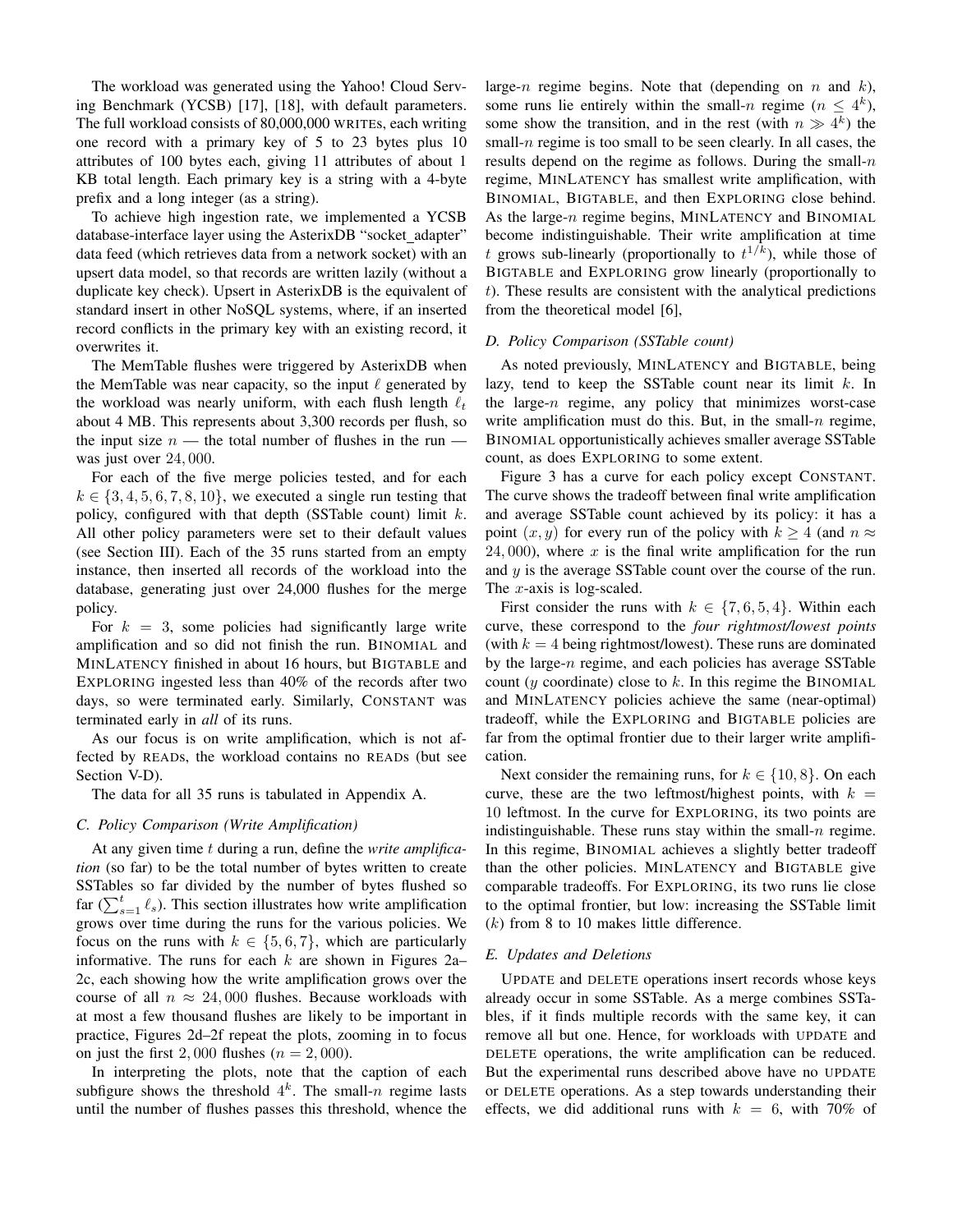The workload was generated using the Yahoo! Cloud Serving Benchmark (YCSB) [17], [18], with default parameters. The full workload consists of 80,000,000 WRITEs, each writing one record with a primary key of 5 to 23 bytes plus 10 attributes of 100 bytes each, giving 11 attributes of about 1 KB total length. Each primary key is a string with a 4-byte prefix and a long integer (as a string).

To achieve high ingestion rate, we implemented a YCSB database-interface layer using the AsterixDB "socket_adapter" data feed (which retrieves data from a network socket) with an upsert data model, so that records are written lazily (without a duplicate key check). Upsert in AsterixDB is the equivalent of standard insert in other NoSQL systems, where, if an inserted record conflicts in the primary key with an existing record, it overwrites it.

The MemTable flushes were triggered by AsterixDB when the MemTable was near capacity, so the input $\ell$ generated by the workload was nearly uniform, with each flush length $\ell_t$ about 4 MB. This represents about 3,300 records per flush, so the input size $n$ — the total number of flushes in the run — was just over $24,000$.

For each of the five merge policies tested, and for each $k \in \{3, 4, 5, 6, 7, 8, 10\}$, we executed a single run testing that policy, configured with that depth (SSTable count) limit $k$. All other policy parameters were set to their default values (see Section III). Each of the 35 runs started from an empty instance, then inserted all records of the workload into the database, generating just over 24,000 flushes for the merge policy.

For $k = 3$, some policies had significantly large write amplification and so did not finish the run. BINOMIAL and MINLATENCY finished in about 16 hours, but BIGTABLE and EXPLORING ingested less than 40% of the records after two days, so were terminated early. Similarly, CONSTANT was terminated early in *all* of its runs.

As our focus is on write amplification, which is not affected by READs, the workload contains no READs (but see Section V-D).

The data for all 35 runs is tabulated in Appendix A.

### C. Policy Comparison (Write Amplification)

At any given time $t$ during a run, define the *write amplification* (so far) to be the total number of bytes written to create SSTables so far divided by the number of bytes flushed so far ($\sum_{s=1}^{t} \ell_s$). This section illustrates how write amplification grows over time during the runs for the various policies. We focus on the runs with $k \in \{5, 6, 7\}$, which are particularly informative. The runs for each $k$ are shown in Figures 2a–2c, each showing how the write amplification grows over the course of all $n \approx 24,000$ flushes. Because workloads with at most a few thousand flushes are likely to be important in practice, Figures 2d–2f repeat the plots, zooming in to focus on just the first $2,000$ flushes ($n = 2,000$).

In interpreting the plots, note that the caption of each subfigure shows the threshold $4^k$. The small-$n$ regime lasts until the number of flushes passes this threshold, whence the large-$n$ regime begins. Note that (depending on $n$ and $k$), some runs lie entirely within the small-$n$ regime ($n \le 4^k$), some show the transition, and in the rest (with $n \gg 4^k$) the small-$n$ regime is too small to be seen clearly. In all cases, the results depend on the regime as follows. During the small-$n$ regime, MINLATENCY has smallest write amplification, with BINOMIAL, BIGTABLE, and then EXPLORING close behind. As the large-$n$ regime begins, MINLATENCY and BINOMIAL become indistinguishable. Their write amplification at time $t$ grows sub-linearly (proportionally to $t^{1/k}$), while those of BIGTABLE and EXPLORING grow linearly (proportionally to $t$). These results are consistent with the analytical predictions from the theoretical model [6],

### D. Policy Comparison (SSTable count)

As noted previously, MINLATENCY and BIGTABLE, being lazy, tend to keep the SSTable count near its limit $k$. In the large-$n$ regime, any policy that minimizes worst-case write amplification must do this. But, in the small-$n$ regime, BINOMIAL opportunistically achieves smaller average SSTable count, as does EXPLORING to some extent.

Figure 3 has a curve for each policy except CONSTANT. The curve shows the tradeoff between final write amplification and average SSTable count achieved by its policy: it has a point $(x, y)$ for every run of the policy with $k \ge 4$ (and $n \approx 24,000$), where $x$ is the final write amplification for the run and $y$ is the average SSTable count over the course of the run. The $x$-axis is log-scaled.

First consider the runs with $k \in \{7, 6, 5, 4\}$. Within each curve, these correspond to the *four rightmost/lowest points* (with $k = 4$ being rightmost/lowest). These runs are dominated by the large-$n$ regime, and each policies has average SSTable count ($y$ coordinate) close to $k$. In this regime the BINOMIAL and MINLATENCY policies achieve the same (near-optimal) tradeoff, while the EXPLORING and BIGTABLE policies are far from the optimal frontier due to their larger write amplification.

Next consider the remaining runs, for $k \in \{10, 8\}$. On each curve, these are the two leftmost/highest points, with $k = 10$ leftmost. In the curve for EXPLORING, its two points are indistinguishable. These runs stay within the small-$n$ regime. In this regime, BINOMIAL achieves a slightly better tradeoff than the other policies. MINLATENCY and BIGTABLE give comparable tradeoffs. For EXPLORING, its two runs lie close to the optimal frontier, but low: increasing the SSTable limit ($k$) from 8 to 10 makes little difference.

### E. Updates and Deletions

UPDATE and DELETE operations insert records whose keys already occur in some SSTable. As a merge combines SSTables, if it finds multiple records with the same key, it can remove all but one. Hence, for workloads with UPDATE and DELETE operations, the write amplification can be reduced. But the experimental runs described above have no UPDATE or DELETE operations. As a step towards understanding their effects, we did additional runs with $k = 6$, with 70% of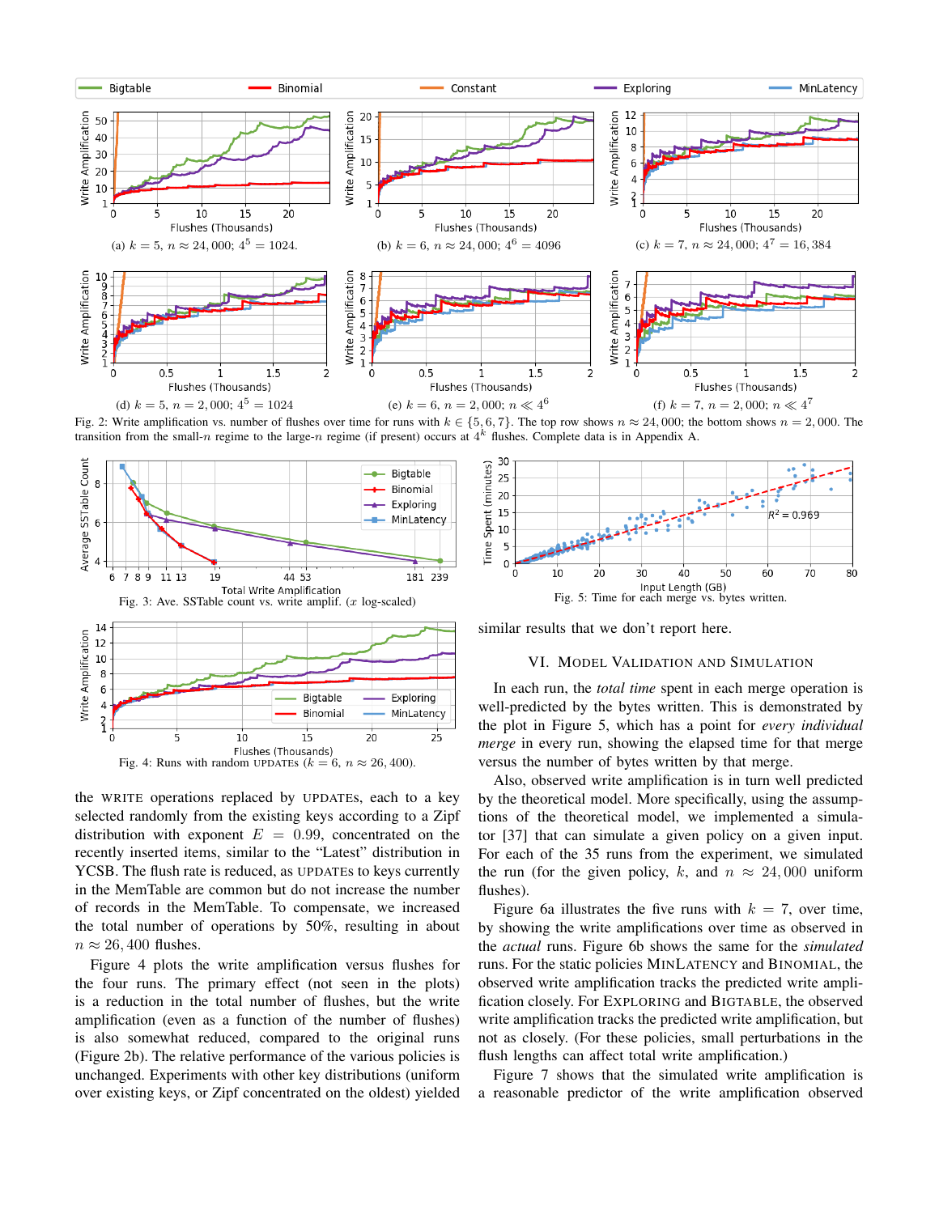Fig. 2: Write amplification vs. number of flushes over time for runs with $k \in \{5, 6, 7\}$. The top row shows $n \approx 24,000$; the bottom shows $n = 2,000$. The transition from the small-$n$ regime to the large-$n$ regime (if present) occurs at $4^k$ flushes. Complete data is in Appendix A.

(a) $k = 5$, $n \approx 24,000$; $4^5 = 1024$.

(b) $k = 6$, $n \approx 24,000$; $4^6 = 4096$

(c) $k = 7$, $n \approx 24,000$; $4^7 = 16,384$

(d) $k = 5$, $n = 2,000$; $4^5 = 1024$

(e) $k = 6$, $n = 2,000$; $n \ll 4^6$

(f) $k = 7$, $n = 2,000$; $n \ll 4^7$

Fig. 3: Ave. SSTable count vs. write amplif. ($x$ log-scaled)

Fig. 4: Runs with random UPDATES ($k = 6$, $n \approx 26,400$).

Fig. 5: Time for each merge vs. bytes written.

the WRITE operations replaced by UPDATEs, each to a key selected randomly from the existing keys according to a Zipf distribution with exponent $E = 0.99$, concentrated on the recently inserted items, similar to the "Latest" distribution in YCSB. The flush rate is reduced, as UPDATEs to keys currently in the MemTable are common but do not increase the number of records in the MemTable. To compensate, we increased the total number of operations by 50%, resulting in about $n \approx 26,400$ flushes.

Figure 4 plots the write amplification versus flushes for the four runs. The primary effect (not seen in the plots) is a reduction in the total number of flushes, but the write amplification (even as a function of the number of flushes) is also somewhat reduced, compared to the original runs (Figure 2b). The relative performance of the various policies is unchanged. Experiments with other key distributions (uniform over existing keys, or Zipf concentrated on the oldest) yielded similar results that we don't report here.

## VI. Model Validation and Simulation

In each run, the *total time* spent in each merge operation is well-predicted by the bytes written. This is demonstrated by the plot in Figure 5, which has a point for *every individual merge* in every run, showing the elapsed time for that merge versus the number of bytes written by that merge.

Also, observed write amplification is in turn well predicted by the theoretical model. More specifically, using the assumptions of the theoretical model, we implemented a simulator [37] that can simulate a given policy on a given input. For each of the 35 runs from the experiment, we simulated the run (for the given policy, $k$, and $n \approx 24,000$ uniform flushes).

Figure 6a illustrates the five runs with $k = 7$, over time, by showing the write amplifications over time as observed in the *actual* runs. Figure 6b shows the same for the *simulated* runs. For the static policies MinLatency and Binomial, the observed write amplification tracks the predicted write amplification closely. For Exploring and Bigtable, the observed write amplification tracks the predicted write amplification, but not as closely. (For these policies, small perturbations in the flush lengths can affect total write amplification.)

Figure 7 shows that the simulated write amplification is a reasonable predictor of the write amplification observed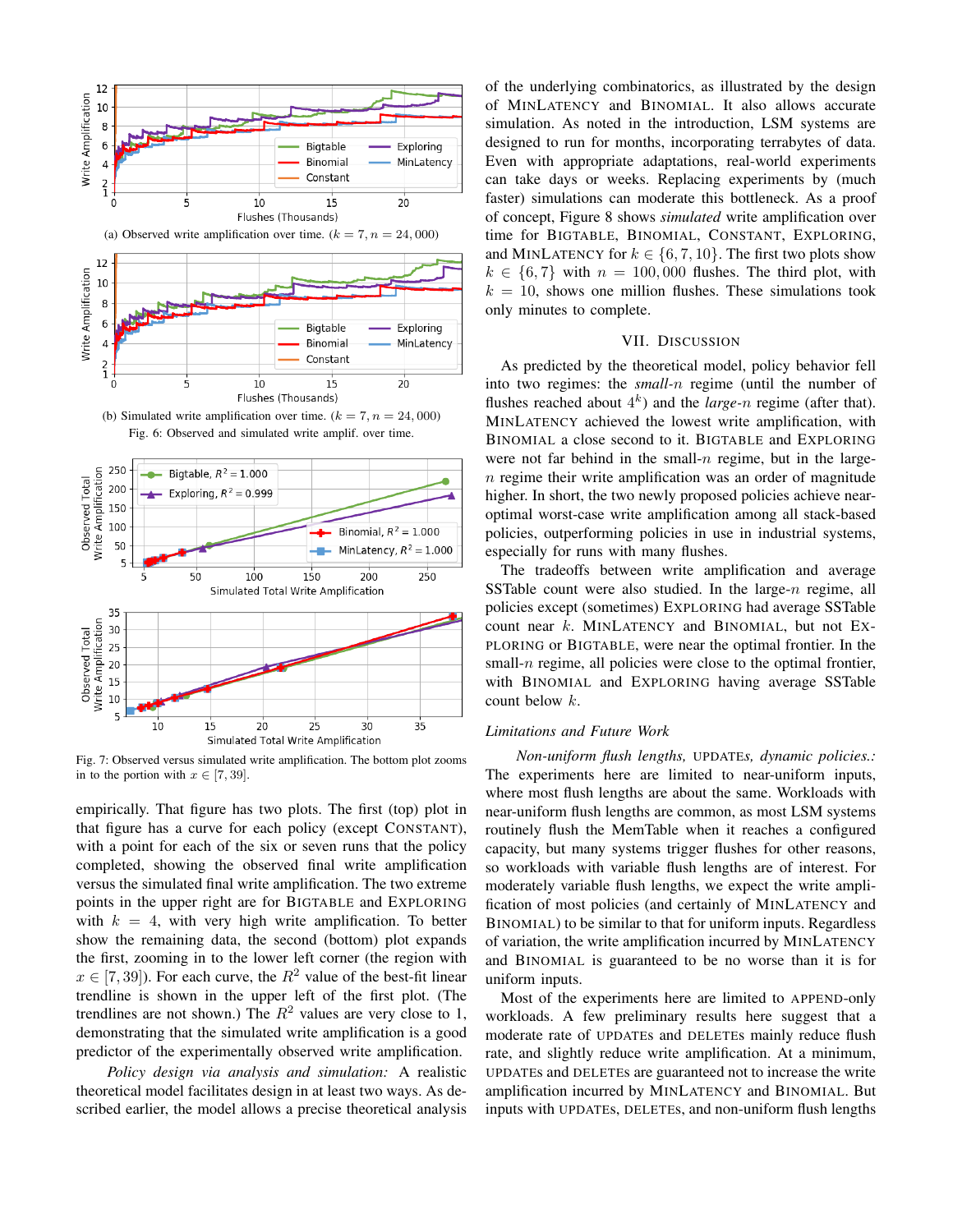(a) Observed write amplification over time. ($k = 7, n = 24,000$)

(b) Simulated write amplification over time. ($k = 7, n = 24,000$)

Fig. 6: Observed and simulated write amplif. over time.

Fig. 7: Observed versus simulated write amplification. The bottom plot zooms in to the portion with $x \in [7, 39]$.

empirically. That figure has two plots. The first (top) plot in that figure has a curve for each policy (except CONSTANT), with a point for each of the six or seven runs that the policy completed, showing the observed final write amplification versus the simulated final write amplification. The two extreme points in the upper right are for BIGTABLE and EXPLORING with $k = 4$, with very high write amplification. To better show the remaining data, the second (bottom) plot expands the first, zooming in to the lower left corner (the region with $x \in [7, 39]$). For each curve, the $R^2$ value of the best-fit linear trendline is shown in the upper left of the first plot. (The trendlines are not shown.) The $R^2$ values are very close to 1, demonstrating that the simulated write amplification is a good predictor of the experimentally observed write amplification.

*Policy design via analysis and simulation:* A realistic theoretical model facilitates design in at least two ways. As described earlier, the model allows a precise theoretical analysis of the underlying combinatorics, as illustrated by the design of MINLATENCY and BINOMIAL. It also allows accurate simulation. As noted in the introduction, LSM systems are designed to run for months, incorporating terabytes of data. Even with appropriate adaptations, real-world experiments can take days or weeks. Replacing experiments by (much faster) simulations can moderate this bottleneck. As a proof of concept, Figure 8 shows *simulated* write amplification over time for BIGTABLE, BINOMIAL, CONSTANT, EXPLORING, and MINLATENCY for $k \in \{6, 7, 10\}$. The first two plots show $k \in \{6, 7\}$ with $n = 100,000$ flushes. The third plot, with $k = 10$, shows one million flushes. These simulations took only minutes to complete.

## VII. DISCUSSION

As predicted by the theoretical model, policy behavior fell into two regimes: the *small-$n$* regime (until the number of flushes reached about $4^k$) and the *large-$n$* regime (after that). MINLATENCY achieved the lowest write amplification, with BINOMIAL a close second to it. BIGTABLE and EXPLORING were not far behind in the small-$n$ regime, but in the large-$n$ regime their write amplification was an order of magnitude higher. In short, the two newly proposed policies achieve near-optimal worst-case write amplification among all stack-based policies, outperforming policies in use in industrial systems, especially for runs with many flushes.

The tradeoffs between write amplification and average SSTable count were also studied. In the large-$n$ regime, all policies except (sometimes) EXPLORING had average SSTable count near $k$. MINLATENCY and BINOMIAL, but not EXPLORING or BIGTABLE, were near the optimal frontier. In the small-$n$ regime, all policies were close to the optimal frontier, with BINOMIAL and EXPLORING having average SSTable count below $k$.

### *Limitations and Future Work*

*Non-uniform flush lengths,* UPDATE*s, dynamic policies.:* The experiments here are limited to near-uniform inputs, where most flush lengths are about the same. Workloads with near-uniform flush lengths are common, as most LSM systems routinely flush the MemTable when it reaches a configured capacity, but many systems trigger flushes for other reasons, so workloads with variable flush lengths are of interest. For moderately variable flush lengths, we expect the write amplification of most policies (and certainly of MINLATENCY and BINOMIAL) to be similar to that for uniform inputs. Regardless of variation, the write amplification incurred by MINLATENCY and BINOMIAL is guaranteed to be no worse than it is for uniform inputs.

Most of the experiments here are limited to APPEND-only workloads. A few preliminary results here suggest that a moderate rate of UPDATEs and DELETEs mainly reduce flush rate, and slightly reduce write amplification. At a minimum, UPDATEs and DELETEs are guaranteed not to increase the write amplification incurred by MINLATENCY and BINOMIAL. But inputs with UPDATEs, DELETEs, and non-uniform flush lengths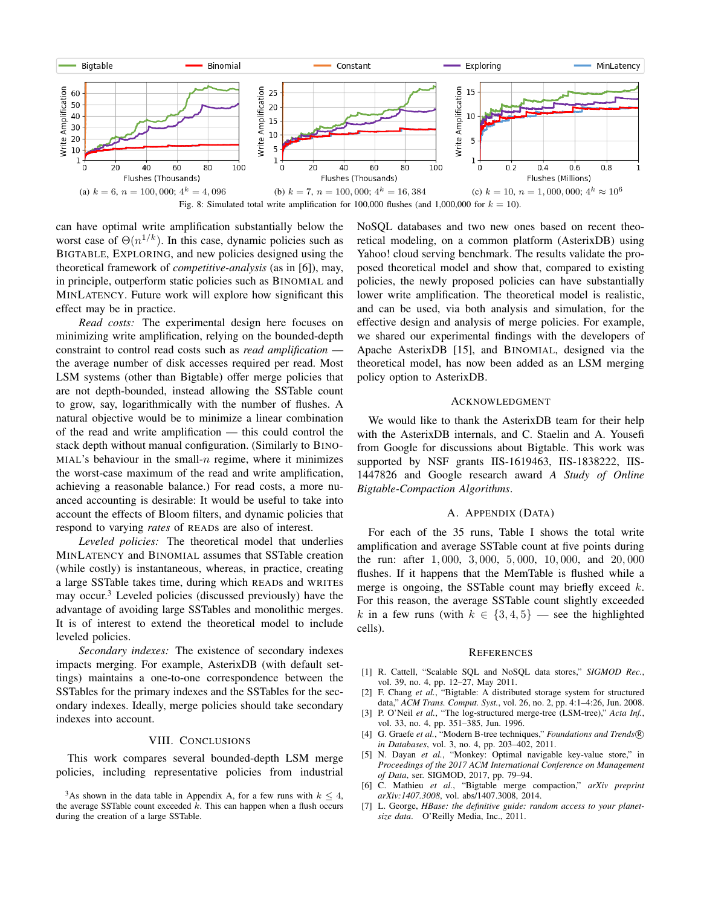Fig. 8: Simulated total write amplification for 100,000 flushes (and 1,000,000 for $k = 10$).

(a) $k = 6$, $n = 100,000$; $4^k = 4,096$ (b) $k = 7$, $n = 100,000$; $4^k = 16,384$ (c) $k = 10$, $n = 1,000,000$; $4^k \approx 10^6$

can have optimal write amplification substantially below the worst case of $\Theta(n^{1/k})$. In this case, dynamic policies such as BIGTABLE, EXPLORING, and new policies designed using the theoretical framework of *competitive-analysis* (as in [6]), may, in principle, outperform static policies such as BINOMIAL and MINLATENCY. Future work will explore how significant this effect may be in practice.

*Read costs:* The experimental design here focuses on minimizing write amplification, relying on the bounded-depth constraint to control read costs such as *read amplification* — the average number of disk accesses required per read. Most LSM systems (other than Bigtable) offer merge policies that are not depth-bounded, instead allowing the SSTable count to grow, say, logarithmically with the number of flushes. A natural objective would be to minimize a linear combination of the read and write amplification — this could control the stack depth without manual configuration. (Similarly to BINOMIAL's behaviour in the small-$n$ regime, where it minimizes the worst-case maximum of the read and write amplification, achieving a reasonable balance.) For read costs, a more nuanced accounting is desirable: It would be useful to take into account the effects of Bloom filters, and dynamic policies that respond to varying *rates* of READs are also of interest.

*Leveled policies:* The theoretical model that underlies MINLATENCY and BINOMIAL assumes that SSTable creation (while costly) is instantaneous, whereas, in practice, creating a large SSTable takes time, during which READs and WRITEs may occur.[3] Leveled policies (discussed previously) have the advantage of avoiding large SSTables and monolithic merges. It is of interest to extend the theoretical model to include leveled policies.

*Secondary indexes:* The existence of secondary indexes impacts merging. For example, AsterixDB (with default settings) maintains a one-to-one correspondence between the SSTables for the primary indexes and the SSTables for the secondary indexes. Ideally, merge policies should take secondary indexes into account.

## VIII. CONCLUSIONS

This work compares several bounded-depth LSM merge policies, including representative policies from industrial NoSQL databases and two new ones based on recent theoretical modeling, on a common platform (AsterixDB) using Yahoo! cloud serving benchmark. The results validate the proposed theoretical model and show that, compared to existing policies, the newly proposed policies can have substantially lower write amplification. The theoretical model is realistic, and can be used, via both analysis and simulation, for the effective design and analysis of merge policies. For example, we shared our experimental findings with the developers of Apache AsterixDB [15], and BINOMIAL, designed via the theoretical model, has now been added as an LSM merging policy option to AsterixDB.

## ACKNOWLEDGMENT

We would like to thank the AsterixDB team for their help with the AsterixDB internals, and C. Staelin and A. Yousefi from Google for discussions about Bigtable. This work was supported by NSF grants IIS-1619463, IIS-1838222, IIS-1447826 and Google research award *A Study of Online Bigtable-Compaction Algorithms*.

## A. APPENDIX (DATA)

For each of the 35 runs, Table I shows the total write amplification and average SSTable count at five points during the run: after 1,000, 3,000, 5,000, 10,000, and 20,000 flushes. If it happens that the MemTable is flushed while a merge is ongoing, the SSTable count may briefly exceed $k$. For this reason, the average SSTable count slightly exceeded $k$ in a few runs (with $k \in \{3, 4, 5\}$ — see the highlighted cells).

[3] As shown in the data table in Appendix A, for a few runs with $k \leq 4$, the average SSTable count exceeded $k$. This can happen when a flush occurs during the creation of a large SSTable.

## REFERENCES

[1] R. Cattell, "Scalable SQL and NoSQL data stores," *SIGMOD Rec.*, vol. 39, no. 4, pp. 12–27, May 2011.

[2] F. Chang *et al.*, "Bigtable: A distributed storage system for structured data," *ACM Trans. Comput. Syst.*, vol. 26, no. 2, pp. 4:1–4:26, Jun. 2008.

[3] P. O'Neil *et al.*, "The log-structured merge-tree (LSM-tree)," *Acta Inf.*, vol. 33, no. 4, pp. 351–385, Jun. 1996.

[4] G. Graefe *et al.*, "Modern B-tree techniques," *Foundations and Trends® in Databases*, vol. 3, no. 4, pp. 203–402, 2011.

[5] N. Dayan *et al.*, "Monkey: Optimal navigable key-value store," in *Proceedings of the 2017 ACM International Conference on Management of Data*, ser. SIGMOD, 2017, pp. 79–94.

[6] C. Mathieu *et al.*, "Bigtable merge compaction," *arXiv preprint arXiv:1407.3008*, vol. abs/1407.3008, 2014.

[7] L. George, *HBase: the definitive guide: random access to your planet-size data*. O'Reilly Media, Inc., 2011.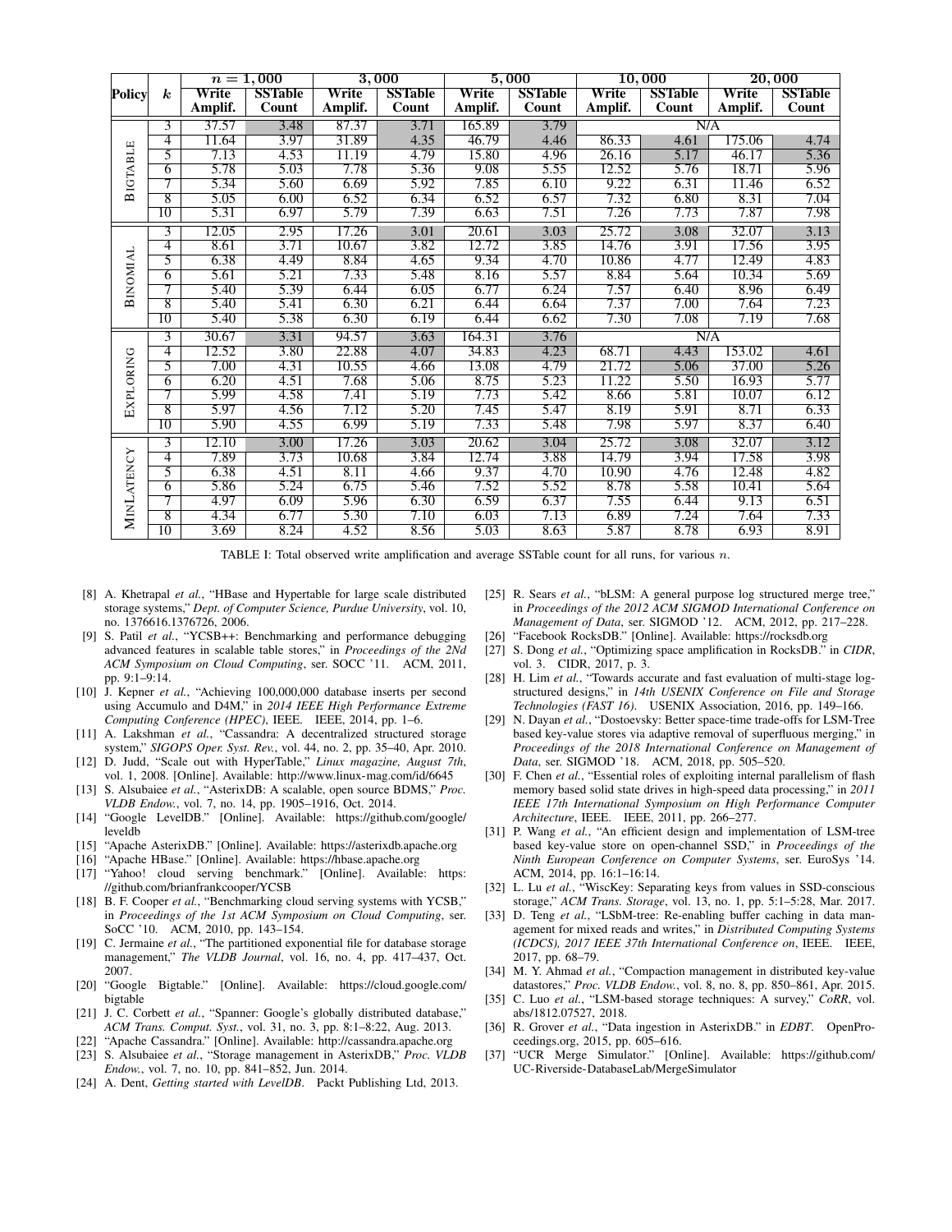| Policy | $k$ | $n = 1,000$ | | 3,000 | | 5,000 | | 10,000 | | 20,000 | |
|---|---|---|---|---|---|---|---|---|---|---|---|
| | | Write Amplif. | SSTable Count | Write Amplif. | SSTable Count | Write Amplif. | SSTable Count | Write Amplif. | SSTable Count | Write Amplif. | SSTable Count |
| BIGTABLE | 3 | 37.57 | 3.48 | 87.37 | 3.71 | 165.89 | 3.79 | N/A | | | |
| | 4 | 11.64 | 3.97 | 31.89 | 4.35 | 46.79 | 4.46 | 86.33 | 4.61 | 175.06 | 4.74 |
| | 5 | 7.13 | 4.53 | 11.19 | 4.79 | 15.80 | 4.96 | 26.16 | 5.17 | 46.17 | 5.36 |
| | 6 | 5.78 | 5.03 | 7.78 | 5.36 | 9.08 | 5.55 | 12.52 | 5.76 | 18.71 | 5.96 |
| | 7 | 5.34 | 5.60 | 6.69 | 5.92 | 7.85 | 6.10 | 9.22 | 6.31 | 11.46 | 6.52 |
| | 8 | 5.05 | 6.00 | 6.52 | 6.34 | 6.52 | 6.57 | 7.32 | 6.80 | 8.31 | 7.04 |
| | 10 | 5.31 | 6.97 | 5.79 | 7.39 | 6.63 | 7.51 | 7.26 | 7.73 | 7.87 | 7.98 |
| BINOMIAL | 3 | 12.05 | 2.95 | 17.26 | 3.01 | 20.61 | 3.03 | 25.72 | 3.08 | 32.07 | 3.13 |
| | 4 | 8.61 | 3.71 | 10.67 | 3.82 | 12.72 | 3.85 | 14.76 | 3.91 | 17.56 | 3.95 |
| | 5 | 6.38 | 4.49 | 8.84 | 4.65 | 9.34 | 4.70 | 10.86 | 4.77 | 12.49 | 4.83 |
| | 6 | 5.61 | 5.21 | 7.33 | 5.48 | 8.16 | 5.57 | 8.84 | 5.64 | 10.34 | 5.69 |
| | 7 | 5.40 | 5.39 | 6.44 | 6.05 | 6.77 | 6.24 | 7.57 | 6.40 | 8.96 | 6.49 |
| | 8 | 5.40 | 5.41 | 6.30 | 6.21 | 6.44 | 6.64 | 7.37 | 7.00 | 7.64 | 7.23 |
| | 10 | 5.40 | 5.38 | 6.30 | 6.19 | 6.44 | 6.62 | 7.30 | 7.08 | 7.19 | 7.68 |
| EXPLORING | 3 | 30.67 | 3.31 | 94.57 | 3.63 | 164.31 | 3.76 | N/A | | | |
| | 4 | 12.52 | 3.80 | 22.88 | 4.07 | 34.83 | 4.23 | 68.71 | 4.43 | 153.02 | 4.61 |
| | 5 | 7.00 | 4.31 | 10.55 | 4.66 | 13.08 | 4.79 | 21.72 | 5.06 | 37.00 | 5.26 |
| | 6 | 6.20 | 4.51 | 7.68 | 5.06 | 8.75 | 5.23 | 11.22 | 5.50 | 16.93 | 5.77 |
| | 7 | 5.99 | 4.58 | 7.41 | 5.19 | 7.73 | 5.42 | 8.66 | 5.81 | 10.07 | 6.12 |
| | 8 | 5.97 | 4.56 | 7.12 | 5.20 | 7.45 | 5.47 | 8.19 | 5.91 | 8.71 | 6.33 |
| | 10 | 5.90 | 4.55 | 6.99 | 5.19 | 7.33 | 5.48 | 7.98 | 5.97 | 8.37 | 6.40 |
| MINLATENCY | 3 | 12.10 | 3.00 | 17.26 | 3.03 | 20.62 | 3.04 | 25.72 | 3.08 | 32.07 | 3.12 |
| | 4 | 7.89 | 3.73 | 10.68 | 3.84 | 12.74 | 3.88 | 14.79 | 3.94 | 17.58 | 3.98 |
| | 5 | 6.38 | 4.51 | 8.11 | 4.66 | 9.37 | 4.70 | 10.90 | 4.76 | 12.48 | 4.82 |
| | 6 | 5.86 | 5.24 | 6.75 | 5.46 | 7.52 | 5.52 | 8.78 | 5.58 | 10.41 | 5.64 |
| | 7 | 4.97 | 6.09 | 5.96 | 6.30 | 6.59 | 6.37 | 7.55 | 6.44 | 9.13 | 6.51 |
| | 8 | 4.34 | 6.77 | 5.30 | 7.10 | 6.03 | 7.13 | 6.89 | 7.24 | 7.64 | 7.33 |
| | 10 | 3.69 | 8.24 | 4.52 | 8.56 | 5.03 | 8.63 | 5.87 | 8.78 | 6.93 | 8.91 |

TABLE I: Total observed write amplification and average SSTable count for all runs, for various $n$.

[8] A. Khetrapal *et al.*, "HBase and Hypertable for large scale distributed storage systems," *Dept. of Computer Science, Purdue University*, vol. 10, no. 1376616.1376726, 2006.

[9] S. Patil *et al.*, "YCSB++: Benchmarking and performance debugging advanced features in scalable table stores," in *Proceedings of the 2Nd ACM Symposium on Cloud Computing*, ser. SOCC '11. ACM, 2011, pp. 9:1–9:14.

[10] J. Kepner *et al.*, "Achieving 100,000,000 database inserts per second using Accumulo and D4M," in *2014 IEEE High Performance Extreme Computing Conference (HPEC)*, IEEE. IEEE, 2014, pp. 1–6.

[11] A. Lakshman *et al.*, "Cassandra: A decentralized structured storage system," *SIGOPS Oper. Syst. Rev.*, vol. 44, no. 2, pp. 35–40, Apr. 2010.

[12] D. Judd, "Scale out with HyperTable," *Linux magazine, August 7th*, vol. 1, 2008. [Online]. Available: http://www.linux-mag.com/id/6645

[13] S. Alsubaiee *et al.*, "AsterixDB: A scalable, open source BDMS," *Proc. VLDB Endow.*, vol. 7, no. 14, pp. 1905–1916, Oct. 2014.

[14] "Google LevelDB." [Online]. Available: https://github.com/google/leveldb

[15] "Apache AsterixDB." [Online]. Available: https://asterixdb.apache.org

[16] "Apache HBase." [Online]. Available: https://hbase.apache.org

[17] "Yahoo! cloud serving benchmark." [Online]. Available: https://github.com/brianfrankcooper/YCSB

[18] B. F. Cooper *et al.*, "Benchmarking cloud serving systems with YCSB," in *Proceedings of the 1st ACM Symposium on Cloud Computing*, ser. SoCC '10. ACM, 2010, pp. 143–154.

[19] C. Jermaine *et al.*, "The partitioned exponential file for database storage management," *The VLDB Journal*, vol. 16, no. 4, pp. 417–437, Oct. 2007.

[20] "Google Bigtable." [Online]. Available: https://cloud.google.com/bigtable

[21] J. C. Corbett *et al.*, "Spanner: Google's globally distributed database," *ACM Trans. Comput. Syst.*, vol. 31, no. 3, pp. 8:1–8:22, Aug. 2013.

[22] "Apache Cassandra." [Online]. Available: http://cassandra.apache.org

[23] S. Alsubaiee *et al.*, "Storage management in AsterixDB," *Proc. VLDB Endow.*, vol. 7, no. 10, pp. 841–852, Jun. 2014.

[24] A. Dent, *Getting started with LevelDB*. Packt Publishing Ltd, 2013.

[25] R. Sears *et al.*, "bLSM: A general purpose log structured merge tree," in *Proceedings of the 2012 ACM SIGMOD International Conference on Management of Data*, ser. SIGMOD '12. ACM, 2012, pp. 217–228.

[26] "Facebook RocksDB." [Online]. Available: https://rocksdb.org

[27] S. Dong *et al.*, "Optimizing space amplification in RocksDB." in *CIDR*, vol. 3. CIDR, 2017, p. 3.

[28] H. Lim *et al.*, "Towards accurate and fast evaluation of multi-stage log-structured designs," in *14th USENIX Conference on File and Storage Technologies (FAST 16)*. USENIX Association, 2016, pp. 149–166.

[29] N. Dayan *et al.*, "Dostoevsky: Better space-time trade-offs for LSM-Tree based key-value stores via adaptive removal of superfluous merging," in *Proceedings of the 2018 International Conference on Management of Data*, ser. SIGMOD '18. ACM, 2018, pp. 505–520.

[30] F. Chen *et al.*, "Essential roles of exploiting internal parallelism of flash memory based solid state drives in high-speed data processing," in *2011 IEEE 17th International Symposium on High Performance Computer Architecture*, IEEE. IEEE, 2011, pp. 266–277.

[31] P. Wang *et al.*, "An efficient design and implementation of LSM-tree based key-value store on open-channel SSD," in *Proceedings of the Ninth European Conference on Computer Systems*, ser. EuroSys '14. ACM, 2014, pp. 16:1–16:14.

[32] L. Lu *et al.*, "WiscKey: Separating keys from values in SSD-conscious storage," *ACM Trans. Storage*, vol. 13, no. 1, pp. 5:1–5:28, Mar. 2017.

[33] D. Teng *et al.*, "LSbM-tree: Re-enabling buffer caching in data management for mixed reads and writes," in *Distributed Computing Systems (ICDCS), 2017 IEEE 37th International Conference on*, IEEE. IEEE, 2017, pp. 68–79.

[34] M. Y. Ahmad *et al.*, "Compaction management in distributed key-value datastores," *Proc. VLDB Endow.*, vol. 8, no. 8, pp. 850–861, Apr. 2015.

[35] C. Luo *et al.*, "LSM-based storage techniques: A survey," *CoRR*, vol. abs/1812.07527, 2018.

[36] R. Grover *et al.*, "Data ingestion in AsterixDB." in *EDBT*. OpenProceedings.org, 2015, pp. 605–616.

[37] "UCR Merge Simulator." [Online]. Available: https://github.com/UC-Riverside-DatabaseLab/MergeSimulator